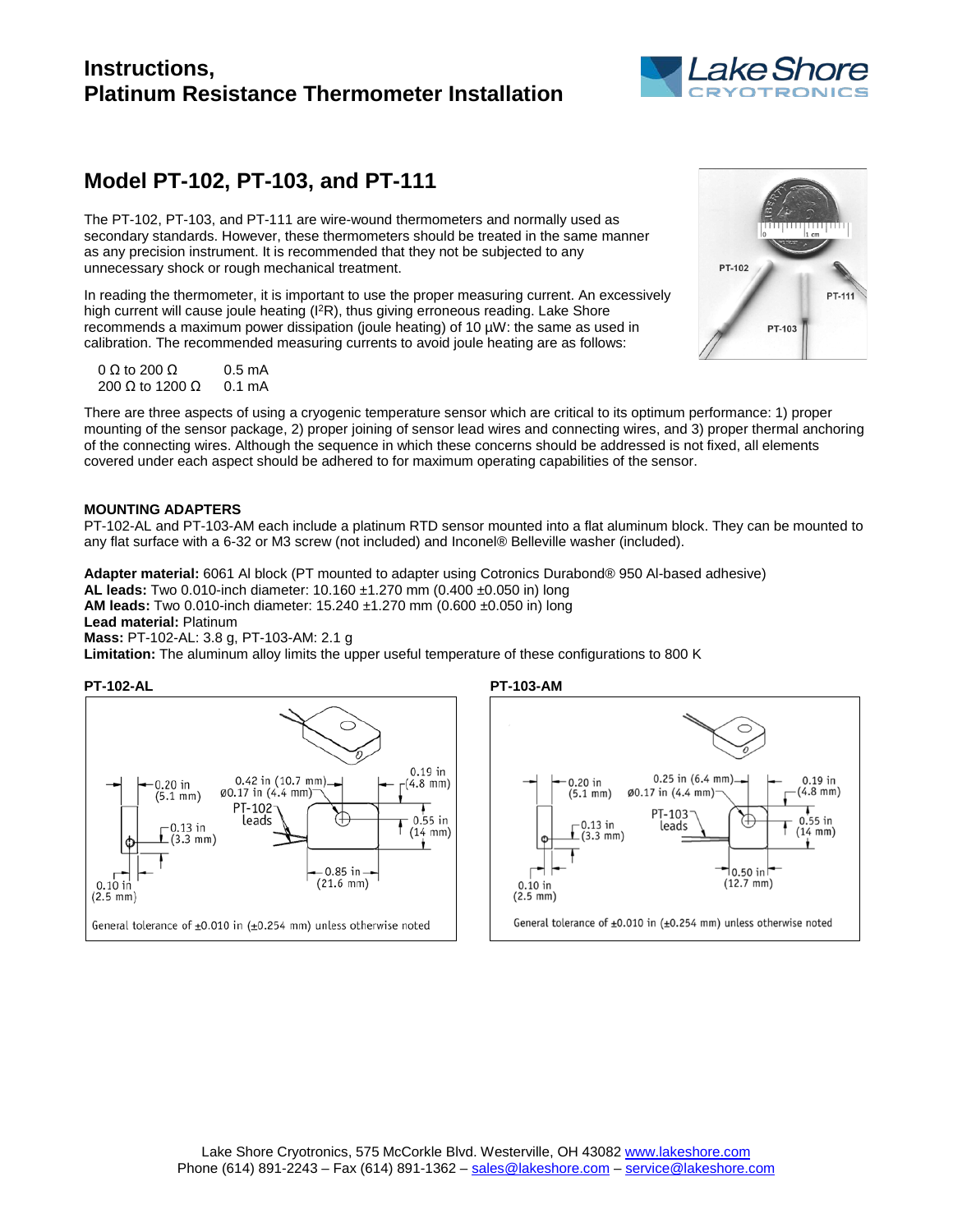# Instructions, Platinum Resistance Thermometer Installation

## Model PT-102, PT-103, and PT-111

The PT-102, PT-103, and PT-111 are wire-wound thermometers and normally used as secondary standards. However, these thermometers should be treated in the same manner as any precision instrument. It is recommended that they not be subjected to any unnecessary shock or rough mechanical treatment.

In reading the thermometer, it is important to use the proper measuring current. An excessively high current will cause joule heating ($I^2R$), thus giving erroneous reading. Lake Shore recommends a maximum power dissipation (joule heating) of 10 µW: the same as used in calibration. The recommended measuring currents to avoid joule heating are as follows:

| | |
|---|---|
| 0 Ω to 200 Ω | 0.5 mA |
| 200 Ω to 1200 Ω | 0.1 mA |

There are three aspects of using a cryogenic temperature sensor which are critical to its optimum performance: 1) proper mounting of the sensor package, 2) proper joining of sensor lead wires and connecting wires, and 3) proper thermal anchoring of the connecting wires. Although the sequence in which these concerns should be addressed is not fixed, all elements covered under each aspect should be adhered to for maximum operating capabilities of the sensor.

### MOUNTING ADAPTERS

PT-102-AL and PT-103-AM each include a platinum RTD sensor mounted into a flat aluminum block. They can be mounted to any flat surface with a 6-32 or M3 screw (not included) and Inconel® Belleville washer (included).

**Adapter material:** 6061 Al block (PT mounted to adapter using Cotronics Durabond® 950 Al-based adhesive)
**AL leads:** Two 0.010-inch diameter: 10.160 ±1.270 mm (0.400 ±0.050 in) long
**AM leads:** Two 0.010-inch diameter: 15.240 ±1.270 mm (0.600 ±0.050 in) long
**Lead material:** Platinum
**Mass:** PT-102-AL: 3.8 g, PT-103-AM: 2.1 g
**Limitation:** The aluminum alloy limits the upper useful temperature of these configurations to 800 K

**PT-102-AL**

0.20 in (5.1 mm); 0.42 in (10.7 mm); ø0.17 in (4.4 mm); 0.19 in (4.8 mm); PT-102 leads; 0.13 in (3.3 mm); 0.55 in (14 mm); 0.85 in (21.6 mm); 0.10 in (2.5 mm)

General tolerance of ±0.010 in (±0.254 mm) unless otherwise noted

**PT-103-AM**

0.20 in (5.1 mm); 0.25 in (6.4 mm); ø0.17 in (4.4 mm); 0.19 in (4.8 mm); PT-103 leads; 0.13 in (3.3 mm); 0.55 in (14 mm); 0.50 in (12.7 mm); 0.10 in (2.5 mm)

General tolerance of ±0.010 in (±0.254 mm) unless otherwise noted

Lake Shore Cryotronics, 575 McCorkle Blvd. Westerville, OH 43082 www.lakeshore.com
Phone (614) 891-2243 – Fax (614) 891-1362 – sales@lakeshore.com – service@lakeshore.com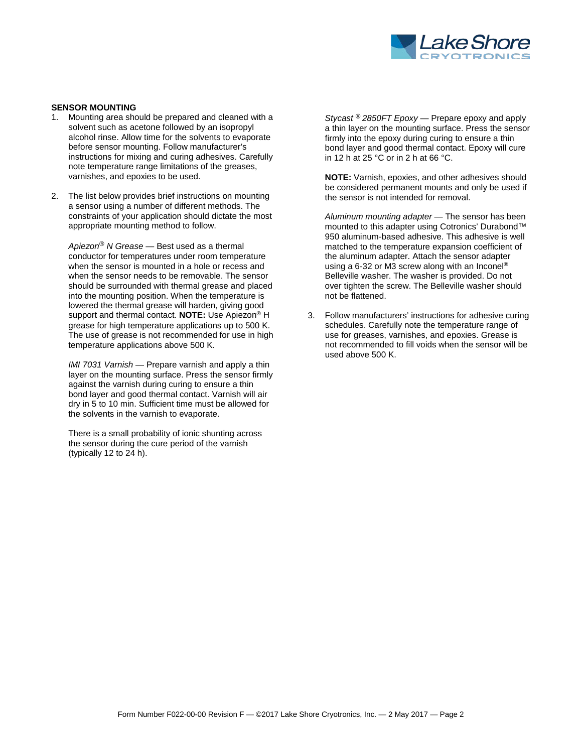## SENSOR MOUNTING

1. Mounting area should be prepared and cleaned with a solvent such as acetone followed by an isopropyl alcohol rinse. Allow time for the solvents to evaporate before sensor mounting. Follow manufacturer's instructions for mixing and curing adhesives. Carefully note temperature range limitations of the greases, varnishes, and epoxies to be used.

2. The list below provides brief instructions on mounting a sensor using a number of different methods. The constraints of your application should dictate the most appropriate mounting method to follow.

   *Apiezon® N Grease* — Best used as a thermal conductor for temperatures under room temperature when the sensor is mounted in a hole or recess and when the sensor needs to be removable. The sensor should be surrounded with thermal grease and placed into the mounting position. When the temperature is lowered the thermal grease will harden, giving good support and thermal contact. **NOTE:** Use Apiezon® H grease for high temperature applications up to 500 K. The use of grease is not recommended for use in high temperature applications above 500 K.

   *IMI 7031 Varnish* — Prepare varnish and apply a thin layer on the mounting surface. Press the sensor firmly against the varnish during curing to ensure a thin bond layer and good thermal contact. Varnish will air dry in 5 to 10 min. Sufficient time must be allowed for the solvents in the varnish to evaporate.

   There is a small probability of ionic shunting across the sensor during the cure period of the varnish (typically 12 to 24 h).

   *Stycast® 2850FT Epoxy* — Prepare epoxy and apply a thin layer on the mounting surface. Press the sensor firmly into the epoxy during curing to ensure a thin bond layer and good thermal contact. Epoxy will cure in 12 h at 25 °C or in 2 h at 66 °C.

   **NOTE:** Varnish, epoxies, and other adhesives should be considered permanent mounts and only be used if the sensor is not intended for removal.

   *Aluminum mounting adapter* — The sensor has been mounted to this adapter using Cotronics' Durabond™ 950 aluminum-based adhesive. This adhesive is well matched to the temperature expansion coefficient of the aluminum adapter. Attach the sensor adapter using a 6-32 or M3 screw along with an Inconel® Belleville washer. The washer is provided. Do not over tighten the screw. The Belleville washer should not be flattened.

3. Follow manufacturers' instructions for adhesive curing schedules. Carefully note the temperature range of use for greases, varnishes, and epoxies. Grease is not recommended to fill voids when the sensor will be used above 500 K.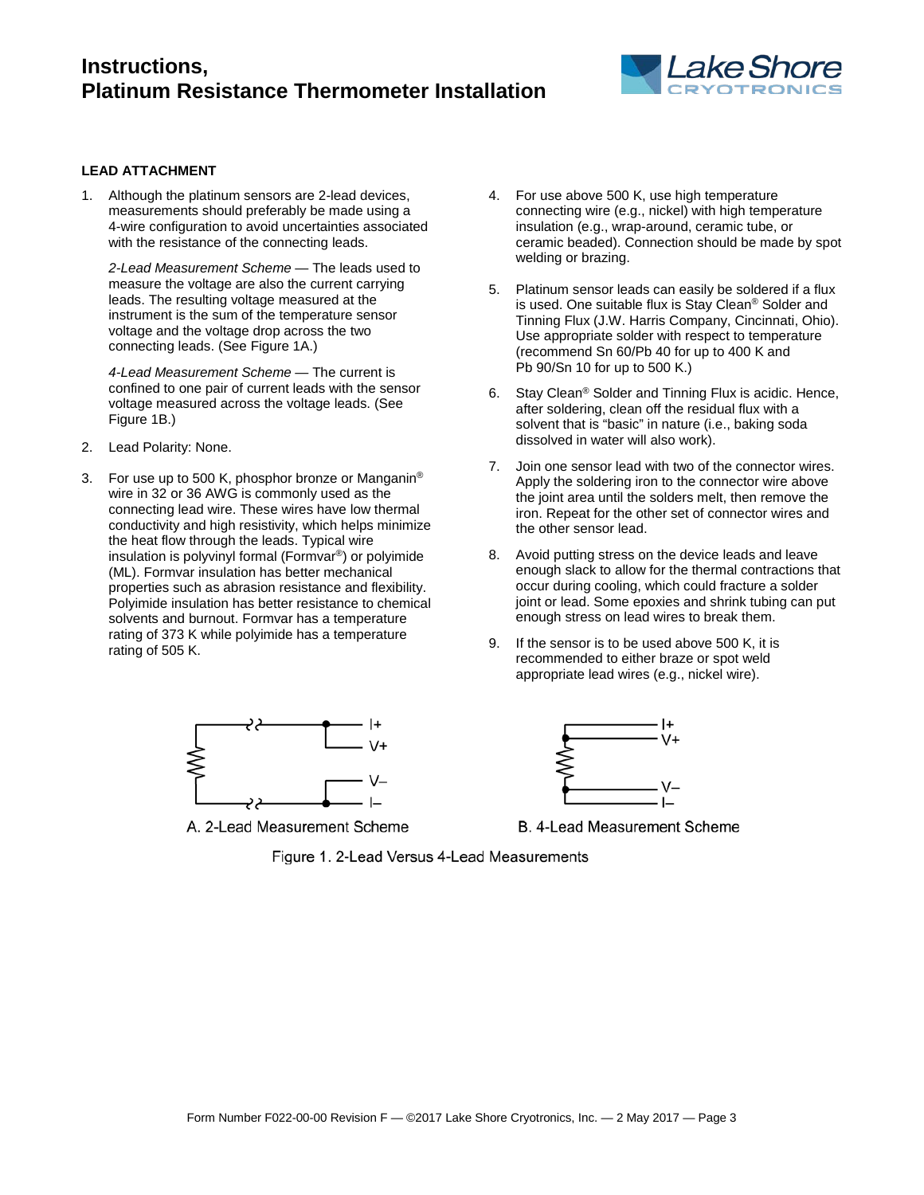## LEAD ATTACHMENT

1. Although the platinum sensors are 2-lead devices, measurements should preferably be made using a 4-wire configuration to avoid uncertainties associated with the resistance of the connecting leads.

   *2-Lead Measurement Scheme* — The leads used to measure the voltage are also the current carrying leads. The resulting voltage measured at the instrument is the sum of the temperature sensor voltage and the voltage drop across the two connecting leads. (See Figure 1A.)

   *4-Lead Measurement Scheme* — The current is confined to one pair of current leads with the sensor voltage measured across the voltage leads. (See Figure 1B.)

2. Lead Polarity: None.

3. For use up to 500 K, phosphor bronze or Manganin® wire in 32 or 36 AWG is commonly used as the connecting lead wire. These wires have low thermal conductivity and high resistivity, which helps minimize the heat flow through the leads. Typical wire insulation is polyvinyl formal (Formvar®) or polyimide (ML). Formvar insulation has better mechanical properties such as abrasion resistance and flexibility. Polyimide insulation has better resistance to chemical solvents and burnout. Formvar has a temperature rating of 373 K while polyimide has a temperature rating of 505 K.

4. For use above 500 K, use high temperature connecting wire (e.g., nickel) with high temperature insulation (e.g., wrap-around, ceramic tube, or ceramic beaded). Connection should be made by spot welding or brazing.

5. Platinum sensor leads can easily be soldered if a flux is used. One suitable flux is Stay Clean® Solder and Tinning Flux (J.W. Harris Company, Cincinnati, Ohio). Use appropriate solder with respect to temperature (recommend Sn 60/Pb 40 for up to 400 K and Pb 90/Sn 10 for up to 500 K.)

6. Stay Clean® Solder and Tinning Flux is acidic. Hence, after soldering, clean off the residual flux with a solvent that is "basic" in nature (i.e., baking soda dissolved in water will also work).

7. Join one sensor lead with two of the connector wires. Apply the soldering iron to the connector wire above the joint area until the solders melt, then remove the iron. Repeat for the other set of connector wires and the other sensor lead.

8. Avoid putting stress on the device leads and leave enough slack to allow for the thermal contractions that occur during cooling, which could fracture a solder joint or lead. Some epoxies and shrink tubing can put enough stress on lead wires to break them.

9. If the sensor is to be used above 500 K, it is recommended to either braze or spot weld appropriate lead wires (e.g., nickel wire).

A. 2-Lead Measurement Scheme

B. 4-Lead Measurement Scheme

Figure 1. 2-Lead Versus 4-Lead Measurements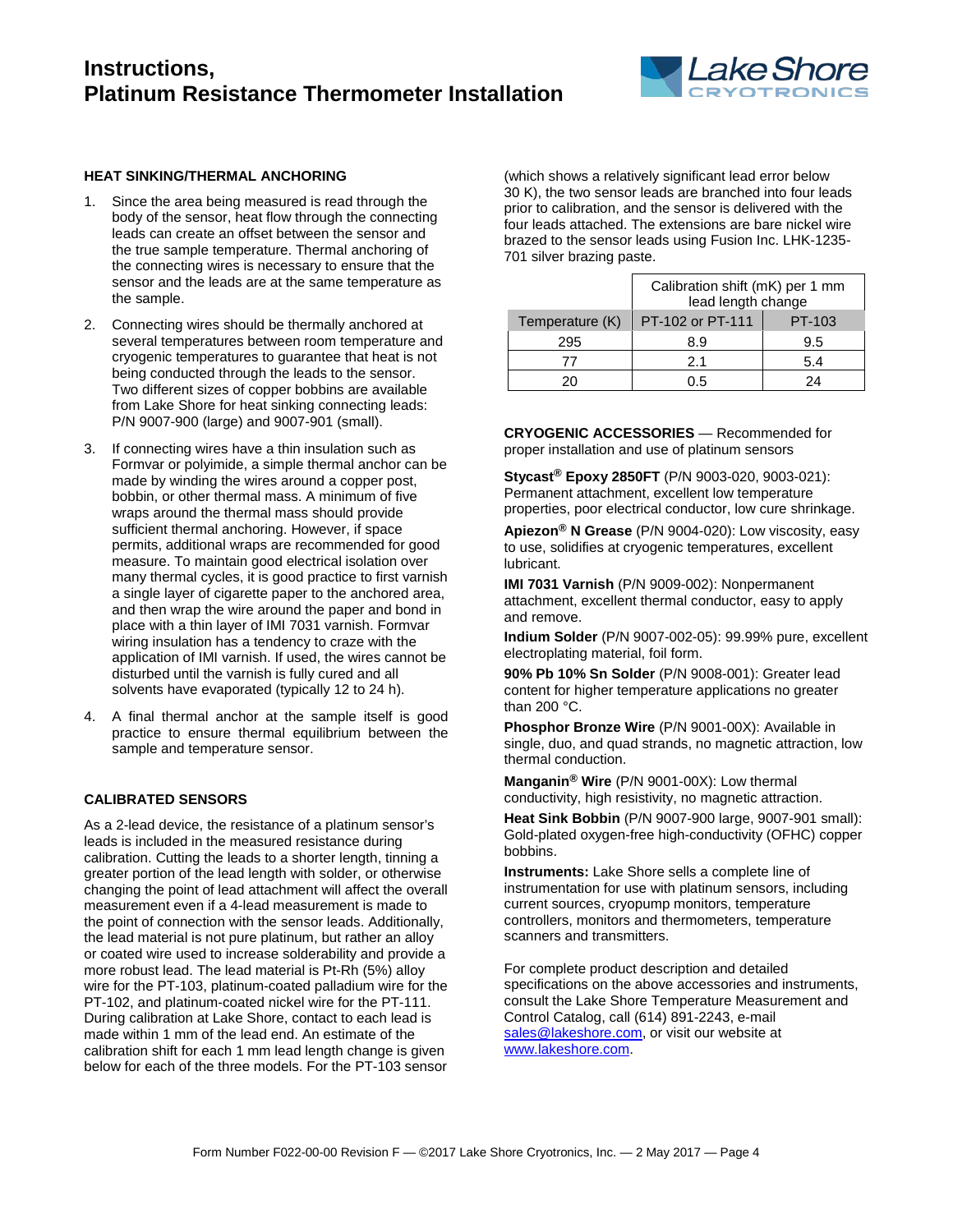## HEAT SINKING/THERMAL ANCHORING

1. Since the area being measured is read through the body of the sensor, heat flow through the connecting leads can create an offset between the sensor and the true sample temperature. Thermal anchoring of the connecting wires is necessary to ensure that the sensor and the leads are at the same temperature as the sample.
2. Connecting wires should be thermally anchored at several temperatures between room temperature and cryogenic temperatures to guarantee that heat is not being conducted through the leads to the sensor. Two different sizes of copper bobbins are available from Lake Shore for heat sinking connecting leads: P/N 9007-900 (large) and 9007-901 (small).
3. If connecting wires have a thin insulation such as Formvar or polyimide, a simple thermal anchor can be made by winding the wires around a copper post, bobbin, or other thermal mass. A minimum of five wraps around the thermal mass should provide sufficient thermal anchoring. However, if space permits, additional wraps are recommended for good measure. To maintain good electrical isolation over many thermal cycles, it is good practice to first varnish a single layer of cigarette paper to the anchored area, and then wrap the wire around the paper and bond in place with a thin layer of IMI 7031 varnish. Formvar wiring insulation has a tendency to craze with the application of IMI varnish. If used, the wires cannot be disturbed until the varnish is fully cured and all solvents have evaporated (typically 12 to 24 h).
4. A final thermal anchor at the sample itself is good practice to ensure thermal equilibrium between the sample and temperature sensor.

## CALIBRATED SENSORS

As a 2-lead device, the resistance of a platinum sensor's leads is included in the measured resistance during calibration. Cutting the leads to a shorter length, tinning a greater portion of the lead length with solder, or otherwise changing the point of lead attachment will affect the overall measurement even if a 4-lead measurement is made to the point of connection with the sensor leads. Additionally, the lead material is not pure platinum, but rather an alloy or coated wire used to increase solderability and provide a more robust lead. The lead material is Pt-Rh (5%) alloy wire for the PT-103, platinum-coated palladium wire for the PT-102, and platinum-coated nickel wire for the PT-111. During calibration at Lake Shore, contact to each lead is made within 1 mm of the lead end. An estimate of the calibration shift for each 1 mm lead length change is given below for each of the three models. For the PT-103 sensor (which shows a relatively significant lead error below 30 K), the two sensor leads are branched into four leads prior to calibration, and the sensor is delivered with the four leads attached. The extensions are bare nickel wire brazed to the sensor leads using Fusion Inc. LHK-1235-701 silver brazing paste.

| | Calibration shift (mK) per 1 mm lead length change | |
|---|---|---|
| Temperature (K) | PT-102 or PT-111 | PT-103 |
| 295 | 8.9 | 9.5 |
| 77 | 2.1 | 5.4 |
| 20 | 0.5 | 24 |

**CRYOGENIC ACCESSORIES** — Recommended for proper installation and use of platinum sensors

**Stycast® Epoxy 2850FT** (P/N 9003-020, 9003-021): Permanent attachment, excellent low temperature properties, poor electrical conductor, low cure shrinkage.

**Apiezon® N Grease** (P/N 9004-020): Low viscosity, easy to use, solidifies at cryogenic temperatures, excellent lubricant.

**IMI 7031 Varnish** (P/N 9009-002): Nonpermanent attachment, excellent thermal conductor, easy to apply and remove.

**Indium Solder** (P/N 9007-002-05): 99.99% pure, excellent electroplating material, foil form.

**90% Pb 10% Sn Solder** (P/N 9008-001): Greater lead content for higher temperature applications no greater than 200 °C.

**Phosphor Bronze Wire** (P/N 9001-00X): Available in single, duo, and quad strands, no magnetic attraction, low thermal conduction.

**Manganin® Wire** (P/N 9001-00X): Low thermal conductivity, high resistivity, no magnetic attraction.

**Heat Sink Bobbin** (P/N 9007-900 large, 9007-901 small): Gold-plated oxygen-free high-conductivity (OFHC) copper bobbins.

**Instruments:** Lake Shore sells a complete line of instrumentation for use with platinum sensors, including current sources, cryopump monitors, temperature controllers, monitors and thermometers, temperature scanners and transmitters.

For complete product description and detailed specifications on the above accessories and instruments, consult the Lake Shore Temperature Measurement and Control Catalog, call (614) 891-2243, e-mail sales@lakeshore.com, or visit our website at www.lakeshore.com.